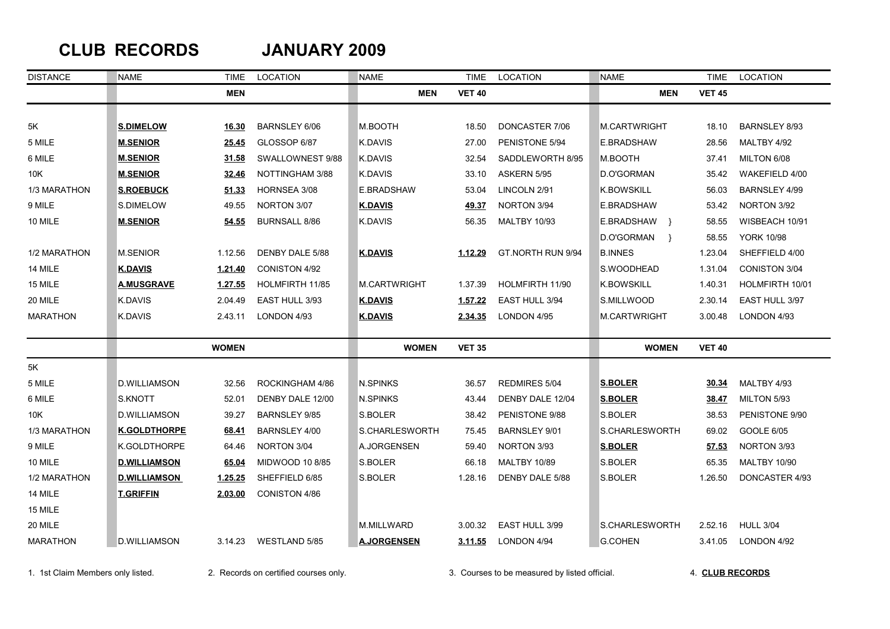# CLUB RECORDS JANUARY 2009

| DISTANCE | NAME | TIME | LOCATION | NAME | TIME | LOCATION | NAME | TIME | LOCATION |
|---|---|---|---|---|---|---|---|---|---|
| | | **MEN** | | **MEN** | **VET 40** | | **MEN** | **VET 45** | |
| 5K | **S.DIMELOW** | **16.30** | BARNSLEY 6/06 | M.BOOTH | 18.50 | DONCASTER 7/06 | M.CARTWRIGHT | 18.10 | BARNSLEY 8/93 |
| 5 MILE | **M.SENIOR** | **25.45** | GLOSSOP 6/87 | K.DAVIS | 27.00 | PENISTONE 5/94 | E.BRADSHAW | 28.56 | MALTBY 4/92 |
| 6 MILE | **M.SENIOR** | **31.58** | SWALLOWNEST 9/88 | K.DAVIS | 32.54 | SADDLEWORTH 8/95 | M.BOOTH | 37.41 | MILTON 6/08 |
| 10K | **M.SENIOR** | **32.46** | NOTTINGHAM 3/88 | K.DAVIS | 33.10 | ASKERN 5/95 | D.O'GORMAN | 35.42 | WAKEFIELD 4/00 |
| 1/3 MARATHON | **S.ROEBUCK** | **51.33** | HORNSEA 3/08 | E.BRADSHAW | 53.04 | LINCOLN 2/91 | K.BOWSKILL | 56.03 | BARNSLEY 4/99 |
| 9 MILE | S.DIMELOW | 49.55 | NORTON 3/07 | **K.DAVIS** | **49.37** | NORTON 3/94 | E.BRADSHAW | 53.42 | NORTON 3/92 |
| 10 MILE | **M.SENIOR** | **54.55** | BURNSALL 8/86 | K.DAVIS | 56.35 | MALTBY 10/93 | E.BRADSHAW } | 58.55 | WISBEACH 10/91 |
| | | | | | | | D.O'GORMAN } | 58.55 | YORK 10/98 |
| 1/2 MARATHON | M.SENIOR | 1.12.56 | DENBY DALE 5/88 | **K.DAVIS** | **1.12.29** | GT.NORTH RUN 9/94 | B.INNES | 1.23.04 | SHEFFIELD 4/00 |
| 14 MILE | **K.DAVIS** | **1.21.40** | CONISTON 4/92 | | | | S.WOODHEAD | 1.31.04 | CONISTON 3/04 |
| 15 MILE | **A.MUSGRAVE** | **1.27.55** | HOLMFIRTH 11/85 | M.CARTWRIGHT | 1.37.39 | HOLMFIRTH 11/90 | K.BOWSKILL | 1.40.31 | HOLMFIRTH 10/01 |
| 20 MILE | K.DAVIS | 2.04.49 | EAST HULL 3/93 | **K.DAVIS** | **1.57.22** | EAST HULL 3/94 | S.MILLWOOD | 2.30.14 | EAST HULL 3/97 |
| MARATHON | K.DAVIS | 2.43.11 | LONDON 4/93 | **K.DAVIS** | **2.34.35** | LONDON 4/95 | M.CARTWRIGHT | 3.00.48 | LONDON 4/93 |
| | | **WOMEN** | | **WOMEN** | **VET 35** | | **WOMEN** | **VET 40** | |
| 5K | | | | | | | | | |
| 5 MILE | D.WILLIAMSON | 32.56 | ROCKINGHAM 4/86 | N.SPINKS | 36.57 | REDMIRES 5/04 | **S.BOLER** | **30.34** | MALTBY 4/93 |
| 6 MILE | S.KNOTT | 52.01 | DENBY DALE 12/00 | N.SPINKS | 43.44 | DENBY DALE 12/04 | **S.BOLER** | **38.47** | MILTON 5/93 |
| 10K | D.WILLIAMSON | 39.27 | BARNSLEY 9/85 | S.BOLER | 38.42 | PENISTONE 9/88 | S.BOLER | 38.53 | PENISTONE 9/90 |
| 1/3 MARATHON | **K.GOLDTHORPE** | **68.41** | BARNSLEY 4/00 | S.CHARLESWORTH | 75.45 | BARNSLEY 9/01 | S.CHARLESWORTH | 69.02 | GOOLE 6/05 |
| 9 MILE | K.GOLDTHORPE | 64.46 | NORTON 3/04 | A.JORGENSEN | 59.40 | NORTON 3/93 | **S.BOLER** | **57.53** | NORTON 3/93 |
| 10 MILE | **D.WILLIAMSON** | **65.04** | MIDWOOD 10 8/85 | S.BOLER | 66.18 | MALTBY 10/89 | S.BOLER | 65.35 | MALTBY 10/90 |
| 1/2 MARATHON | **D.WILLIAMSON** | **1.25.25** | SHEFFIELD 6/85 | S.BOLER | 1.28.16 | DENBY DALE 5/88 | S.BOLER | 1.26.50 | DONCASTER 4/93 |
| 14 MILE | **T.GRIFFIN** | **2.03.00** | CONISTON 4/86 | | | | | | |
| 15 MILE | | | | | | | | | |
| 20 MILE | | | | M.MILLWARD | 3.00.32 | EAST HULL 3/99 | S.CHARLESWORTH | 2.52.16 | HULL 3/04 |
| MARATHON | D.WILLIAMSON | 3.14.23 | WESTLAND 5/85 | **A.JORGENSEN** | **3.11.55** | LONDON 4/94 | G.COHEN | 3.41.05 | LONDON 4/92 |

1. 1st Claim Members only listed. 2. Records on certified courses only. 3. Courses to be measured by listed official. 4. **CLUB RECORDS**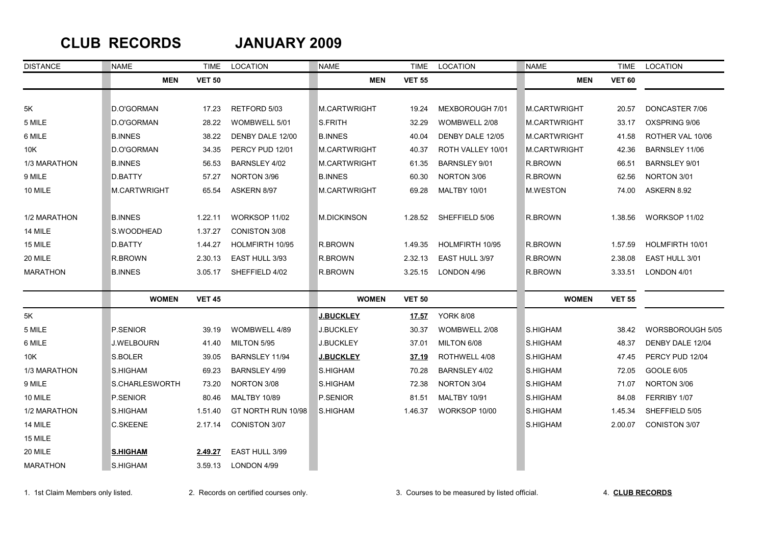# CLUB RECORDS JANUARY 2009

| DISTANCE | NAME | TIME | LOCATION | NAME | TIME | LOCATION | NAME | TIME | LOCATION |
|---|---|---|---|---|---|---|---|---|---|
| | **MEN** | **VET 50** | | **MEN** | **VET 55** | | **MEN** | **VET 60** | |
| 5K | D.O'GORMAN | 17.23 | RETFORD 5/03 | M.CARTWRIGHT | 19.24 | MEXBOROUGH 7/01 | M.CARTWRIGHT | 20.57 | DONCASTER 7/06 |
| 5 MILE | D.O'GORMAN | 28.22 | WOMBWELL 5/01 | S.FRITH | 32.29 | WOMBWELL 2/08 | M.CARTWRIGHT | 33.17 | OXSPRING 9/06 |
| 6 MILE | B.INNES | 38.22 | DENBY DALE 12/00 | B.INNES | 40.04 | DENBY DALE 12/05 | M.CARTWRIGHT | 41.58 | ROTHER VAL 10/06 |
| 10K | D.O'GORMAN | 34.35 | PERCY PUD 12/01 | M.CARTWRIGHT | 40.37 | ROTH VALLEY 10/01 | M.CARTWRIGHT | 42.36 | BARNSLEY 11/06 |
| 1/3 MARATHON | B.INNES | 56.53 | BARNSLEY 4/02 | M.CARTWRIGHT | 61.35 | BARNSLEY 9/01 | R.BROWN | 66.51 | BARNSLEY 9/01 |
| 9 MILE | D.BATTY | 57.27 | NORTON 3/96 | B.INNES | 60.30 | NORTON 3/06 | R.BROWN | 62.56 | NORTON 3/01 |
| 10 MILE | M.CARTWRIGHT | 65.54 | ASKERN 8/97 | M.CARTWRIGHT | 69.28 | MALTBY 10/01 | M.WESTON | 74.00 | ASKERN 8.92 |
| 1/2 MARATHON | B.INNES | 1.22.11 | WORKSOP 11/02 | M.DICKINSON | 1.28.52 | SHEFFIELD 5/06 | R.BROWN | 1.38.56 | WORKSOP 11/02 |
| 14 MILE | S.WOODHEAD | 1.37.27 | CONISTON 3/08 | | | | | | |
| 15 MILE | D.BATTY | 1.44.27 | HOLMFIRTH 10/95 | R.BROWN | 1.49.35 | HOLMFIRTH 10/95 | R.BROWN | 1.57.59 | HOLMFIRTH 10/01 |
| 20 MILE | R.BROWN | 2.30.13 | EAST HULL 3/93 | R.BROWN | 2.32.13 | EAST HULL 3/97 | R.BROWN | 2.38.08 | EAST HULL 3/01 |
| MARATHON | B.INNES | 3.05.17 | SHEFFIELD 4/02 | R.BROWN | 3.25.15 | LONDON 4/96 | R.BROWN | 3.33.51 | LONDON 4/01 |
| | **WOMEN** | **VET 45** | | **WOMEN** | **VET 50** | | **WOMEN** | **VET 55** | |
| 5K | | | | **J.BUCKLEY** | **17.57** | YORK 8/08 | | | |
| 5 MILE | P.SENIOR | 39.19 | WOMBWELL 4/89 | J.BUCKLEY | 30.37 | WOMBWELL 2/08 | S.HIGHAM | 38.42 | WORSBOROUGH 5/05 |
| 6 MILE | J.WELBOURN | 41.40 | MILTON 5/95 | J.BUCKLEY | 37.01 | MILTON 6/08 | S.HIGHAM | 48.37 | DENBY DALE 12/04 |
| 10K | S.BOLER | 39.05 | BARNSLEY 11/94 | **J.BUCKLEY** | **37.19** | ROTHWELL 4/08 | S.HIGHAM | 47.45 | PERCY PUD 12/04 |
| 1/3 MARATHON | S.HIGHAM | 69.23 | BARNSLEY 4/99 | S.HIGHAM | 70.28 | BARNSLEY 4/02 | S.HIGHAM | 72.05 | GOOLE 6/05 |
| 9 MILE | S.CHARLESWORTH | 73.20 | NORTON 3/08 | S.HIGHAM | 72.38 | NORTON 3/04 | S.HIGHAM | 71.07 | NORTON 3/06 |
| 10 MILE | P.SENIOR | 80.46 | MALTBY 10/89 | P.SENIOR | 81.51 | MALTBY 10/91 | S.HIGHAM | 84.08 | FERRIBY 1/07 |
| 1/2 MARATHON | S.HIGHAM | 1.51.40 | GT NORTH RUN 10/98 | S.HIGHAM | 1.46.37 | WORKSOP 10/00 | S.HIGHAM | 1.45.34 | SHEFFIELD 5/05 |
| 14 MILE | C.SKEENE | 2.17.14 | CONISTON 3/07 | | | | S.HIGHAM | 2.00.07 | CONISTON 3/07 |
| 15 MILE | | | | | | | | | |
| 20 MILE | **S.HIGHAM** | **2.49.27** | EAST HULL 3/99 | | | | | | |
| MARATHON | S.HIGHAM | 3.59.13 | LONDON 4/99 | | | | | | |

1. 1st Claim Members only listed. 2. Records on certified courses only. 3. Courses to be measured by listed official. 4. **CLUB RECORDS**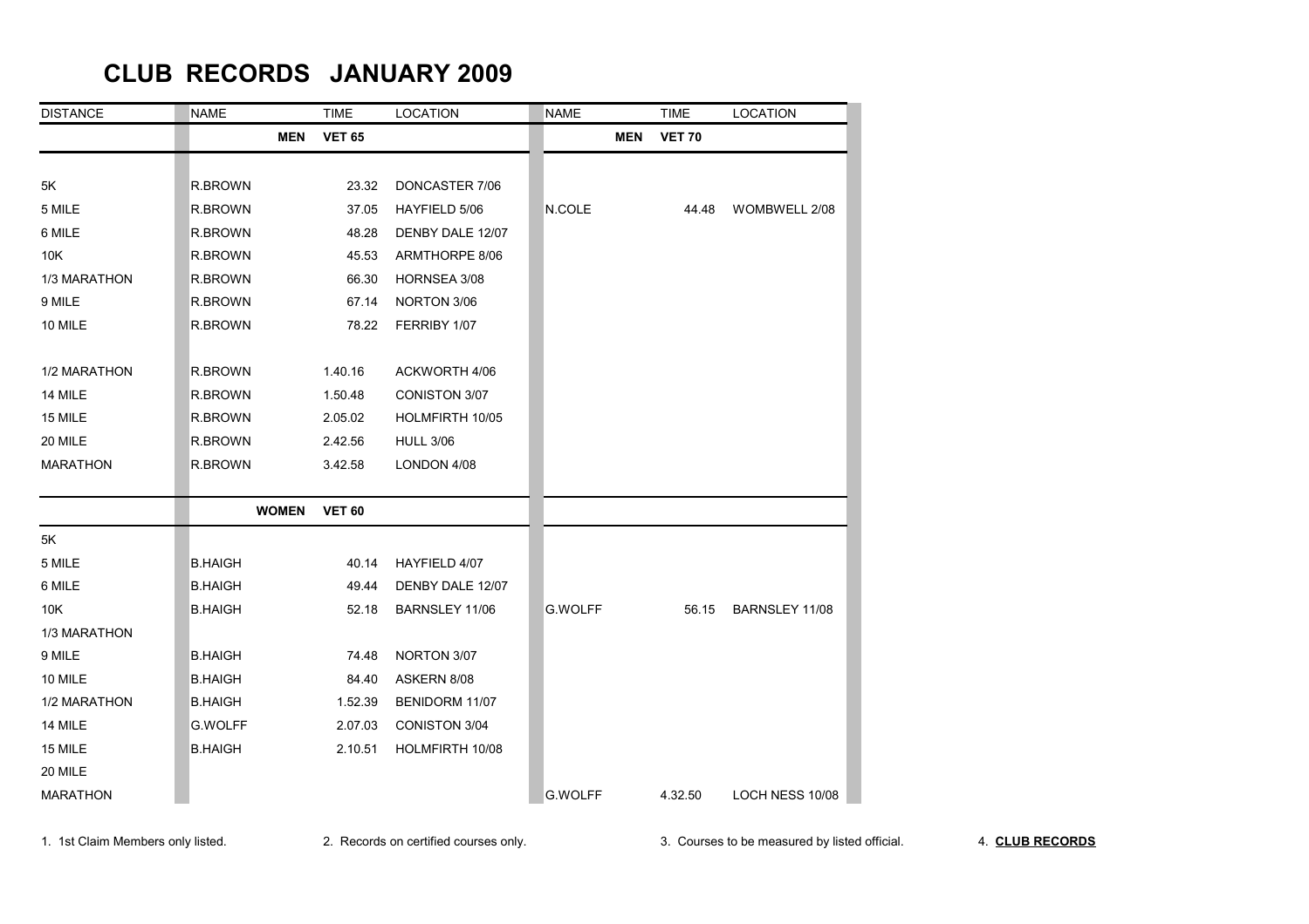# CLUB RECORDS JANUARY 2009

| DISTANCE | NAME | TIME | LOCATION | NAME | TIME | LOCATION |
|---|---|---|---|---|---|---|
| | **MEN** | **VET 65** | | **MEN** | **VET 70** | |
| 5K | R.BROWN | 23.32 | DONCASTER 7/06 | | | |
| 5 MILE | R.BROWN | 37.05 | HAYFIELD 5/06 | N.COLE | 44.48 | WOMBWELL 2/08 |
| 6 MILE | R.BROWN | 48.28 | DENBY DALE 12/07 | | | |
| 10K | R.BROWN | 45.53 | ARMTHORPE 8/06 | | | |
| 1/3 MARATHON | R.BROWN | 66.30 | HORNSEA 3/08 | | | |
| 9 MILE | R.BROWN | 67.14 | NORTON 3/06 | | | |
| 10 MILE | R.BROWN | 78.22 | FERRIBY 1/07 | | | |
| 1/2 MARATHON | R.BROWN | 1.40.16 | ACKWORTH 4/06 | | | |
| 14 MILE | R.BROWN | 1.50.48 | CONISTON 3/07 | | | |
| 15 MILE | R.BROWN | 2.05.02 | HOLMFIRTH 10/05 | | | |
| 20 MILE | R.BROWN | 2.42.56 | HULL 3/06 | | | |
| MARATHON | R.BROWN | 3.42.58 | LONDON 4/08 | | | |
| | **WOMEN** | **VET 60** | | | | |
| 5K | | | | | | |
| 5 MILE | B.HAIGH | 40.14 | HAYFIELD 4/07 | | | |
| 6 MILE | B.HAIGH | 49.44 | DENBY DALE 12/07 | | | |
| 10K | B.HAIGH | 52.18 | BARNSLEY 11/06 | G.WOLFF | 56.15 | BARNSLEY 11/08 |
| 1/3 MARATHON | | | | | | |
| 9 MILE | B.HAIGH | 74.48 | NORTON 3/07 | | | |
| 10 MILE | B.HAIGH | 84.40 | ASKERN 8/08 | | | |
| 1/2 MARATHON | B.HAIGH | 1.52.39 | BENIDORM 11/07 | | | |
| 14 MILE | G.WOLFF | 2.07.03 | CONISTON 3/04 | | | |
| 15 MILE | B.HAIGH | 2.10.51 | HOLMFIRTH 10/08 | | | |
| 20 MILE | | | | | | |
| MARATHON | | | | G.WOLFF | 4.32.50 | LOCH NESS 10/08 |

1. 1st Claim Members only listed. 2. Records on certified courses only. 3. Courses to be measured by listed official. 4. **CLUB RECORDS**